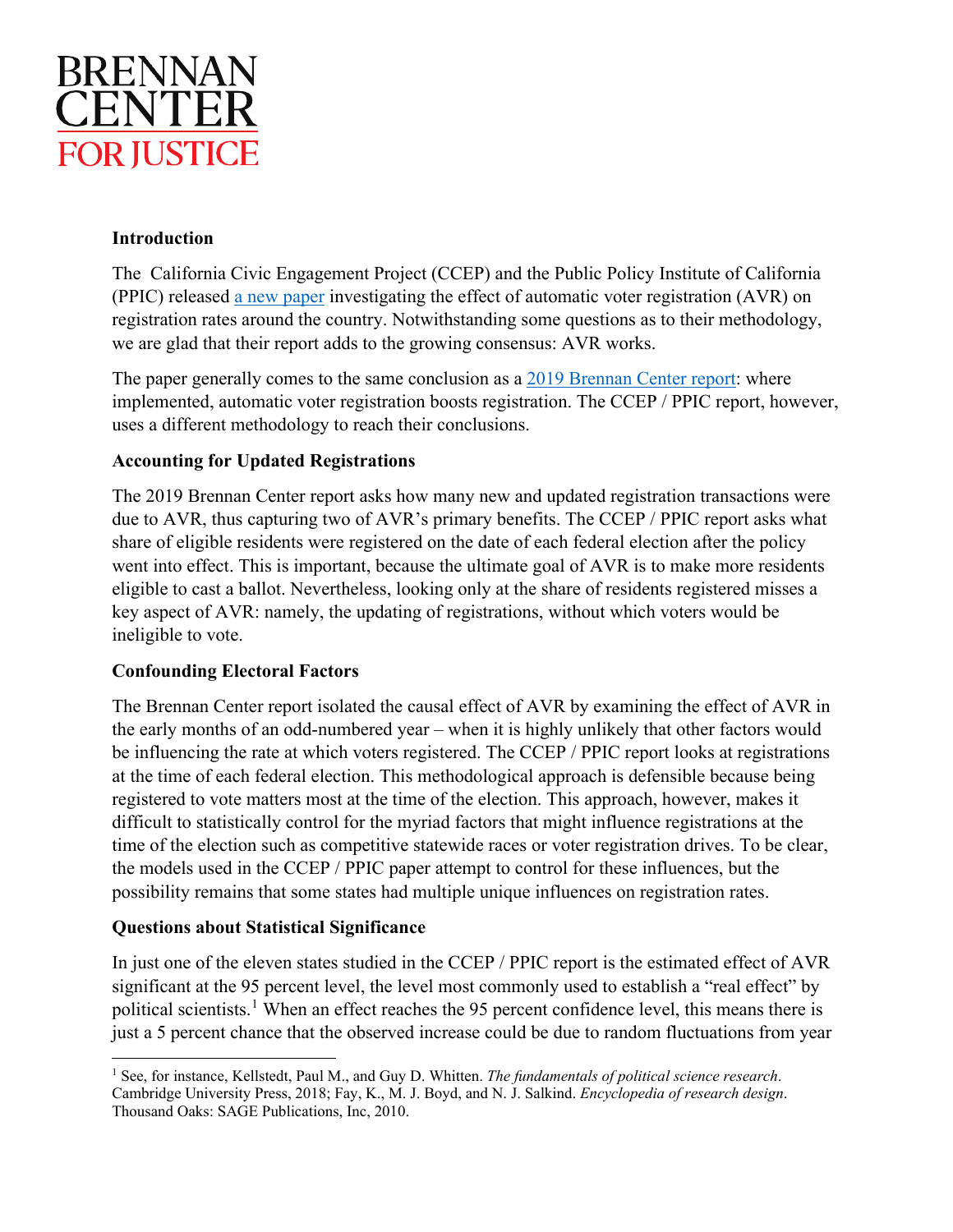BRENNAN CENTER FOR JUSTICE

**Introduction**

The California Civic Engagement Project (CCEP) and the Public Policy Institute of California (PPIC) released a new paper investigating the effect of automatic voter registration (AVR) on registration rates around the country. Notwithstanding some questions as to their methodology, we are glad that their report adds to the growing consensus: AVR works.

The paper generally comes to the same conclusion as a 2019 Brennan Center report: where implemented, automatic voter registration boosts registration. The CCEP / PPIC report, however, uses a different methodology to reach their conclusions.

**Accounting for Updated Registrations**

The 2019 Brennan Center report asks how many new and updated registration transactions were due to AVR, thus capturing two of AVR's primary benefits. The CCEP / PPIC report asks what share of eligible residents were registered on the date of each federal election after the policy went into effect. This is important, because the ultimate goal of AVR is to make more residents eligible to cast a ballot. Nevertheless, looking only at the share of residents registered misses a key aspect of AVR: namely, the updating of registrations, without which voters would be ineligible to vote.

**Confounding Electoral Factors**

The Brennan Center report isolated the causal effect of AVR by examining the effect of AVR in the early months of an odd-numbered year – when it is highly unlikely that other factors would be influencing the rate at which voters registered. The CCEP / PPIC report looks at registrations at the time of each federal election. This methodological approach is defensible because being registered to vote matters most at the time of the election. This approach, however, makes it difficult to statistically control for the myriad factors that might influence registrations at the time of the election such as competitive statewide races or voter registration drives. To be clear, the models used in the CCEP / PPIC paper attempt to control for these influences, but the possibility remains that some states had multiple unique influences on registration rates.

**Questions about Statistical Significance**

In just one of the eleven states studied in the CCEP / PPIC report is the estimated effect of AVR significant at the 95 percent level, the level most commonly used to establish a "real effect" by political scientists.[1] When an effect reaches the 95 percent confidence level, this means there is just a 5 percent chance that the observed increase could be due to random fluctuations from year

[1] See, for instance, Kellstedt, Paul M., and Guy D. Whitten. *The fundamentals of political science research*. Cambridge University Press, 2018; Fay, K., M. J. Boyd, and N. J. Salkind. *Encyclopedia of research design*. Thousand Oaks: SAGE Publications, Inc, 2010.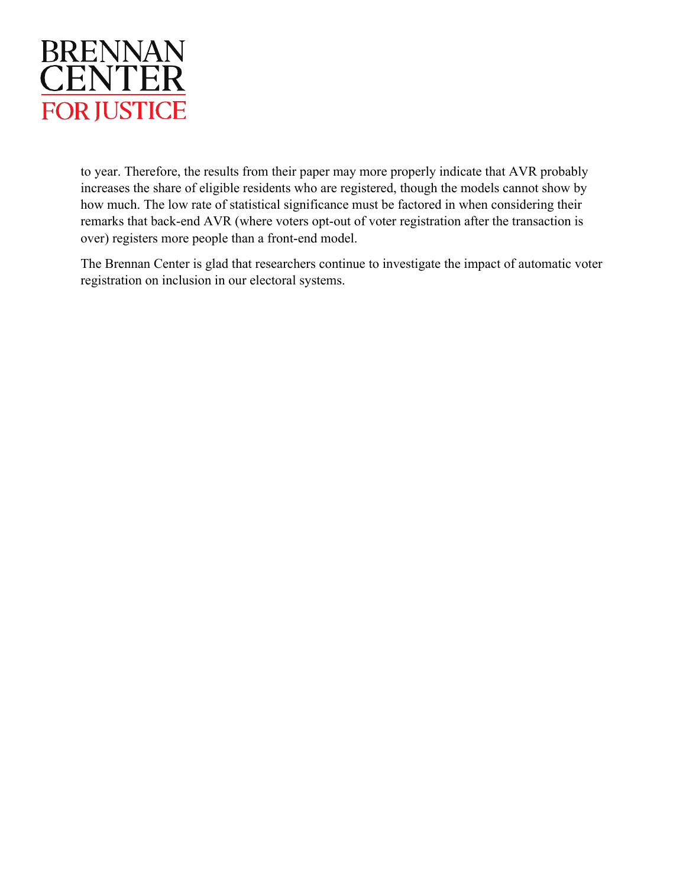to year. Therefore, the results from their paper may more properly indicate that AVR probably increases the share of eligible residents who are registered, though the models cannot show by how much. The low rate of statistical significance must be factored in when considering their remarks that back-end AVR (where voters opt-out of voter registration after the transaction is over) registers more people than a front-end model.

The Brennan Center is glad that researchers continue to investigate the impact of automatic voter registration on inclusion in our electoral systems.